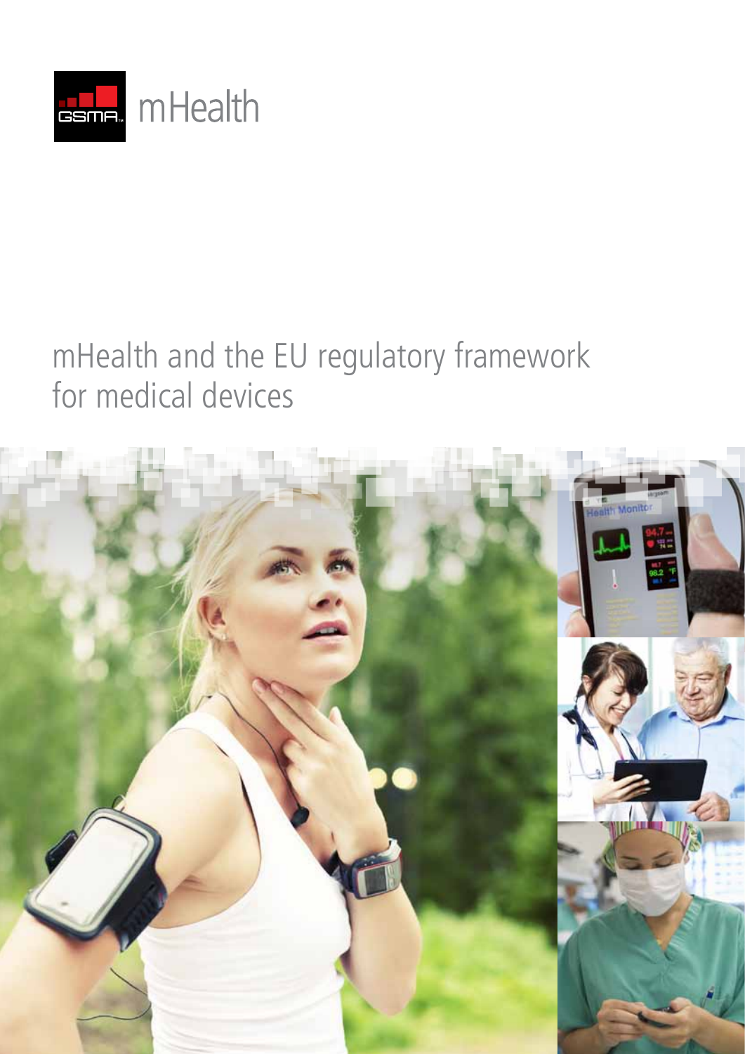GSMA mHealth

# mHealth and the EU regulatory framework for medical devices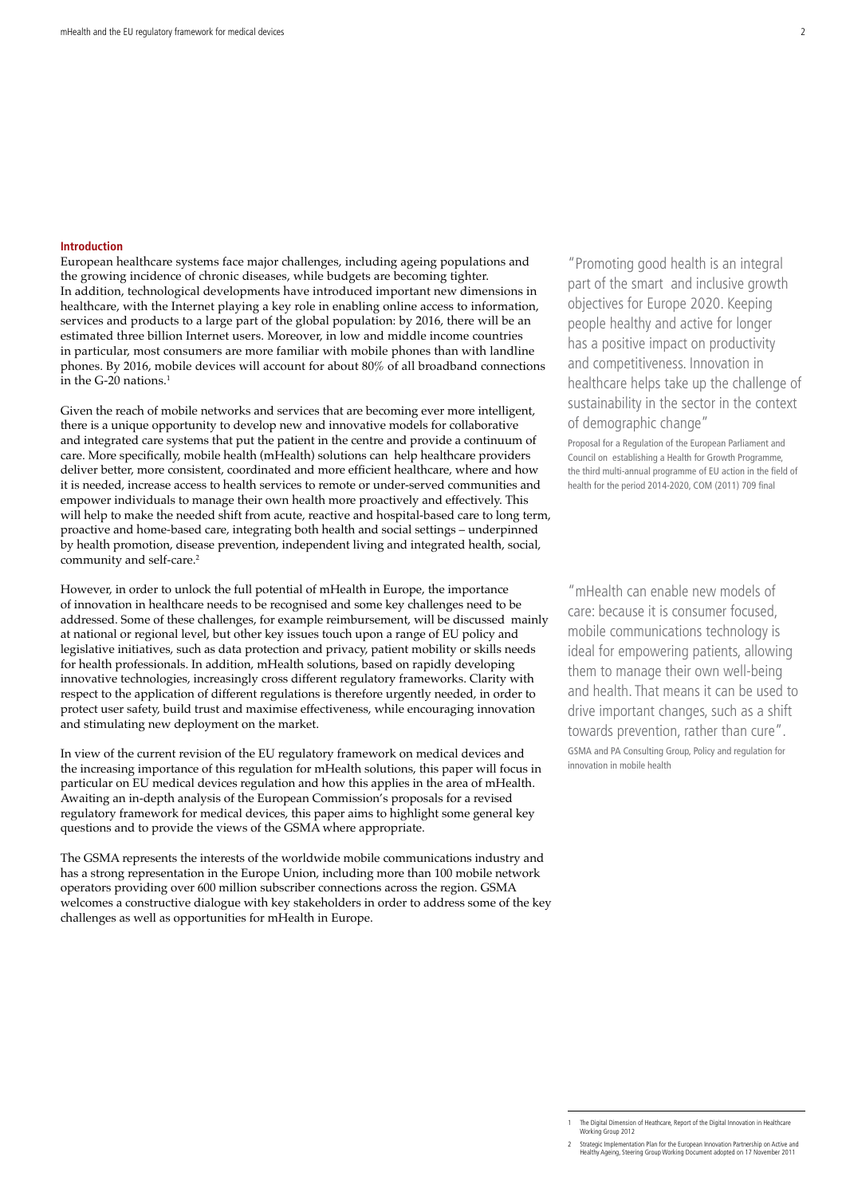## Introduction

European healthcare systems face major challenges, including ageing populations and the growing incidence of chronic diseases, while budgets are becoming tighter. In addition, technological developments have introduced important new dimensions in healthcare, with the Internet playing a key role in enabling online access to information, services and products to a large part of the global population: by 2016, there will be an estimated three billion Internet users. Moreover, in low and middle income countries in particular, most consumers are more familiar with mobile phones than with landline phones. By 2016, mobile devices will account for about 80% of all broadband connections in the G-20 nations.[1]

Given the reach of mobile networks and services that are becoming ever more intelligent, there is a unique opportunity to develop new and innovative models for collaborative and integrated care systems that put the patient in the centre and provide a continuum of care. More specifically, mobile health (mHealth) solutions can help healthcare providers deliver better, more consistent, coordinated and more efficient healthcare, where and how it is needed, increase access to health services to remote or under-served communities and empower individuals to manage their own health more proactively and effectively. This will help to make the needed shift from acute, reactive and hospital-based care to long term, proactive and home-based care, integrating both health and social settings – underpinned by health promotion, disease prevention, independent living and integrated health, social, community and self-care.[2]

However, in order to unlock the full potential of mHealth in Europe, the importance of innovation in healthcare needs to be recognised and some key challenges need to be addressed. Some of these challenges, for example reimbursement, will be discussed mainly at national or regional level, but other key issues touch upon a range of EU policy and legislative initiatives, such as data protection and privacy, patient mobility or skills needs for health professionals. In addition, mHealth solutions, based on rapidly developing innovative technologies, increasingly cross different regulatory frameworks. Clarity with respect to the application of different regulations is therefore urgently needed, in order to protect user safety, build trust and maximise effectiveness, while encouraging innovation and stimulating new deployment on the market.

In view of the current revision of the EU regulatory framework on medical devices and the increasing importance of this regulation for mHealth solutions, this paper will focus in particular on EU medical devices regulation and how this applies in the area of mHealth. Awaiting an in-depth analysis of the European Commission's proposals for a revised regulatory framework for medical devices, this paper aims to highlight some general key questions and to provide the views of the GSMA where appropriate.

The GSMA represents the interests of the worldwide mobile communications industry and has a strong representation in the Europe Union, including more than 100 mobile network operators providing over 600 million subscriber connections across the region. GSMA welcomes a constructive dialogue with key stakeholders in order to address some of the key challenges as well as opportunities for mHealth in Europe.

> "Promoting good health is an integral part of the smart and inclusive growth objectives for Europe 2020. Keeping people healthy and active for longer has a positive impact on productivity and competitiveness. Innovation in healthcare helps take up the challenge of sustainability in the sector in the context of demographic change"
>
> Proposal for a Regulation of the European Parliament and Council on establishing a Health for Growth Programme, the third multi-annual programme of EU action in the field of health for the period 2014-2020, COM (2011) 709 final

> "mHealth can enable new models of care: because it is consumer focused, mobile communications technology is ideal for empowering patients, allowing them to manage their own well-being and health. That means it can be used to drive important changes, such as a shift towards prevention, rather than cure".
>
> GSMA and PA Consulting Group, Policy and regulation for innovation in mobile health

---

1 The Digital Dimension of Heathcare, Report of the Digital Innovation in Healthcare Working Group 2012

2 Strategic Implementation Plan for the European Innovation Partnership on Active and Healthy Ageing, Steering Group Working Document adopted on 17 November 2011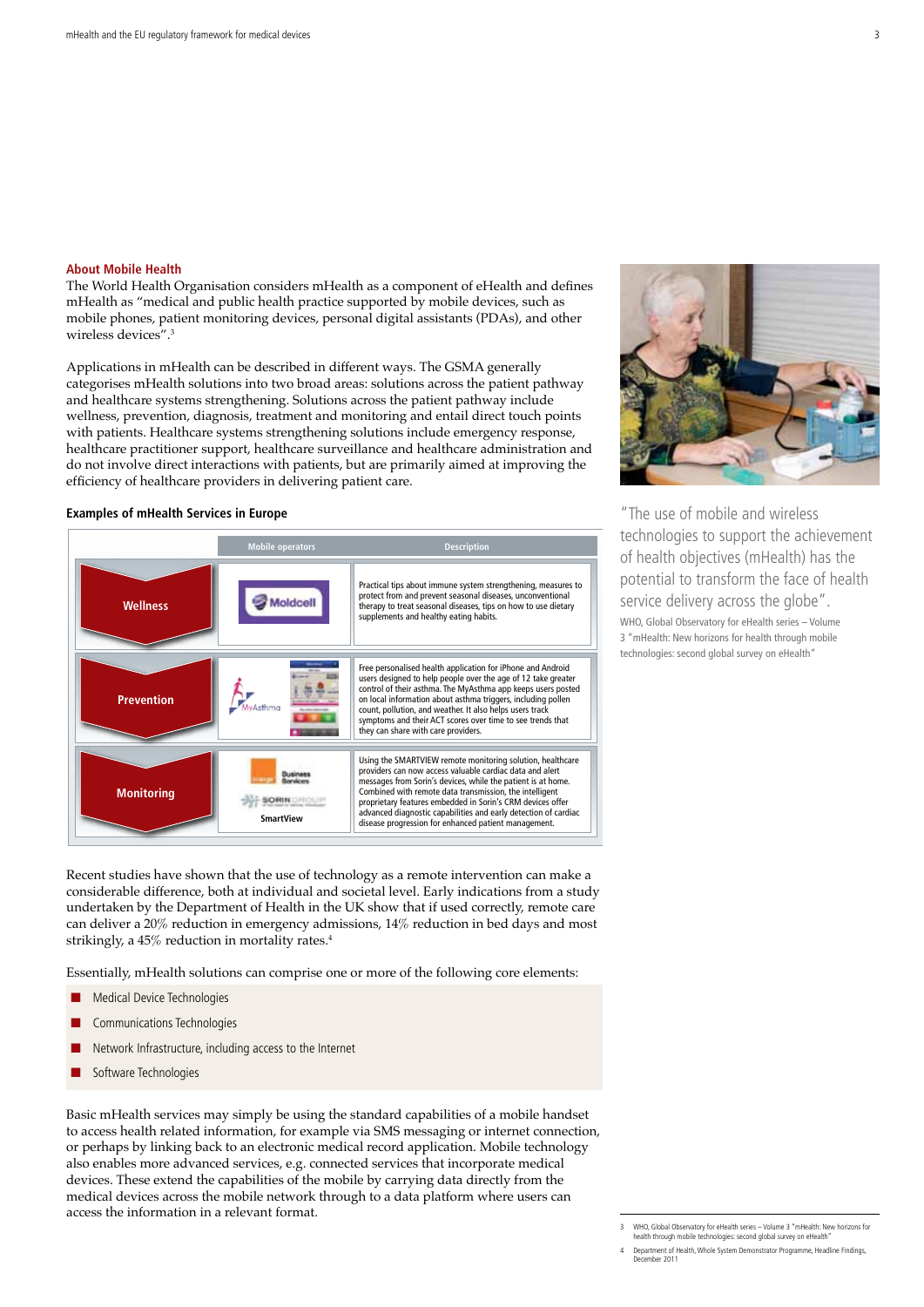## About Mobile Health

The World Health Organisation considers mHealth as a component of eHealth and defines mHealth as "medical and public health practice supported by mobile devices, such as mobile phones, patient monitoring devices, personal digital assistants (PDAs), and other wireless devices".[3]

Applications in mHealth can be described in different ways. The GSMA generally categorises mHealth solutions into two broad areas: solutions across the patient pathway and healthcare systems strengthening. Solutions across the patient pathway include wellness, prevention, diagnosis, treatment and monitoring and entail direct touch points with patients. Healthcare systems strengthening solutions include emergency response, healthcare practitioner support, healthcare surveillance and healthcare administration and do not involve direct interactions with patients, but are primarily aimed at improving the efficiency of healthcare providers in delivering patient care.

### Examples of mHealth Services in Europe

| | Mobile operators | Description |
|---|---|---|
| Wellness | Moldcell | Practical tips about immune system strengthening, measures to protect from and prevent seasonal diseases, unconventional therapy to treat seasonal diseases, tips on how to use dietary supplements and healthy eating habits. |
| Prevention | MyAsthma | Free personalised health application for iPhone and Android users designed to help people over the age of 12 take greater control of their asthma. The MyAsthma app keeps users posted on local information about asthma triggers, including pollen count, pollution, and weather. It also helps users track symptoms and their ACT scores over time to see trends that they can share with care providers. |
| Monitoring | Orange Business Services; Sorin Group; SmartView | Using the SMARTVIEW remote monitoring solution, healthcare providers can now access valuable cardiac data and alert messages from Sorin's devices, while the patient is at home. Combined with remote data transmission, the intelligent proprietary features embedded in Sorin's CRM devices offer advanced diagnostic capabilities and early detection of cardiac disease progression for enhanced patient management. |

Recent studies have shown that the use of technology as a remote intervention can make a considerable difference, both at individual and societal level. Early indications from a study undertaken by the Department of Health in the UK show that if used correctly, remote care can deliver a 20% reduction in emergency admissions, 14% reduction in bed days and most strikingly, a 45% reduction in mortality rates.[4]

Essentially, mHealth solutions can comprise one or more of the following core elements:

- Medical Device Technologies
- Communications Technologies
- Network Infrastructure, including access to the Internet
- Software Technologies

Basic mHealth services may simply be using the standard capabilities of a mobile handset to access health related information, for example via SMS messaging or internet connection, or perhaps by linking back to an electronic medical record application. Mobile technology also enables more advanced services, e.g. connected services that incorporate medical devices. These extend the capabilities of the mobile by carrying data directly from the medical devices across the mobile network through to a data platform where users can access the information in a relevant format.

"The use of mobile and wireless technologies to support the achievement of health objectives (mHealth) has the potential to transform the face of health service delivery across the globe".

WHO, Global Observatory for eHealth series – Volume 3 "mHealth: New horizons for health through mobile technologies: second global survey on eHealth"

---

3 WHO, Global Observatory for eHealth series – Volume 3 "mHealth: New horizons for health through mobile technologies: second global survey on eHealth"

4 Department of Health, Whole System Demonstrator Programme, Headline Findings, December 2011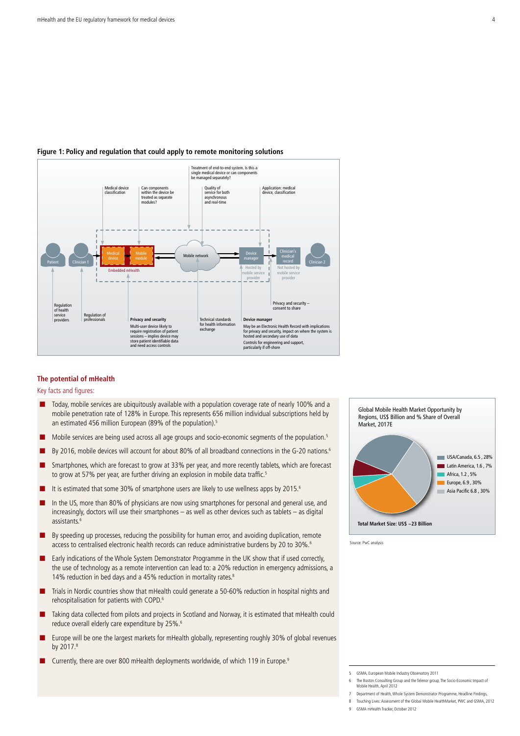**Figure 1: Policy and regulation that could apply to remote monitoring solutions**

Treatment of end-to-end system. Is this a single medical device or can components be managed separately?

Medical device classification

Can components within the device be treated as separate modules?

Quality of service for both asynchronous and real-time

Application: medical device, classification

Patient | Clinician 1 | Medical device | Mobile module | Embedded mHealth | Mobile network | Device manager | Hosted by mobile service provider | Clinician's medical record | Not hosted by mobile service provider | Clinician 2

Privacy and security – consent to share

Regulation of health service providers

Regulation of professionals

**Privacy and security**
Multi-user device likely to require registration of patient sessions – implies device may store patient identifiable data and need access controls

Technical standards for health information exchange

**Device manager**
May be an Electronic Health Record with implications for privacy and security, impact on where the system is hosted and secondary use of data
Controls for engineering and support, particularly if off-shore

## The potential of mHealth

Key facts and figures:

- Today, mobile services are ubiquitously available with a population coverage rate of nearly 100% and a mobile penetration rate of 128% in Europe. This represents 656 million individual subscriptions held by an estimated 456 million European (89% of the population).[5]
- Mobile services are being used across all age groups and socio-economic segments of the population.[5]
- By 2016, mobile devices will account for about 80% of all broadband connections in the G-20 nations.[6]
- Smartphones, which are forecast to grow at 33% per year, and more recently tablets, which are forecast to grow at 57% per year, are further driving an explosion in mobile data traffic.[5]
- It is estimated that some 30% of smartphone users are likely to use wellness apps by 2015.[6]
- In the US, more than 80% of physicians are now using smartphones for personal and general use, and increasingly, doctors will use their smartphones – as well as other devices such as tablets – as digital assistants.[6]
- By speeding up processes, reducing the possibility for human error, and avoiding duplication, remote access to centralised electronic health records can reduce administrative burdens by 20 to 30%.[6]
- Early indications of the Whole System Demonstrator Programme in the UK show that if used correctly, the use of technology as a remote intervention can lead to: a 20% reduction in emergency admissions, a 14% reduction in bed days and a 45% reduction in mortality rates.[8]
- Trials in Nordic countries show that mHealth could generate a 50-60% reduction in hospital nights and rehospitalisation for patients with COPD.[6]
- Taking data collected from pilots and projects in Scotland and Norway, it is estimated that mHealth could reduce overall elderly care expenditure by 25%.[6]
- Europe will be one the largest markets for mHealth globally, representing roughly 30% of global revenues by 2017.[8]
- Currently, there are over 800 mHealth deployments worldwide, of which 119 in Europe.[9]

Global Mobile Health Market Opportunity by Regions, US$ Billion and % Share of Overall Market, 2017E

| Region | US$ Billion | % Share |
|---|---|---|
| USA/Canada | 6.5 | 28% |
| Latin America | 1.6 | 7% |
| Africa | 1.2 | 5% |
| Europe | 6.9 | 30% |
| Asia Pacific | 6.8 | 30% |

**Total Market Size: US$ ~23 Billion**

Source: PwC analysis

5 GSMA, European Mobile Industry Observatory 2011

6 The Boston Consulting Group and the Telenor group, The Socio-Economic Impact of Mobile Health, April 2012

7 Department of Health, Whole System Demonstrator Programme, Headline Findings,

8 Touching Lives: Assessment of the Global Mobile HealthMarket, PWC and GSMA, 2012

9 GSMA mHealth Tracker, October 2012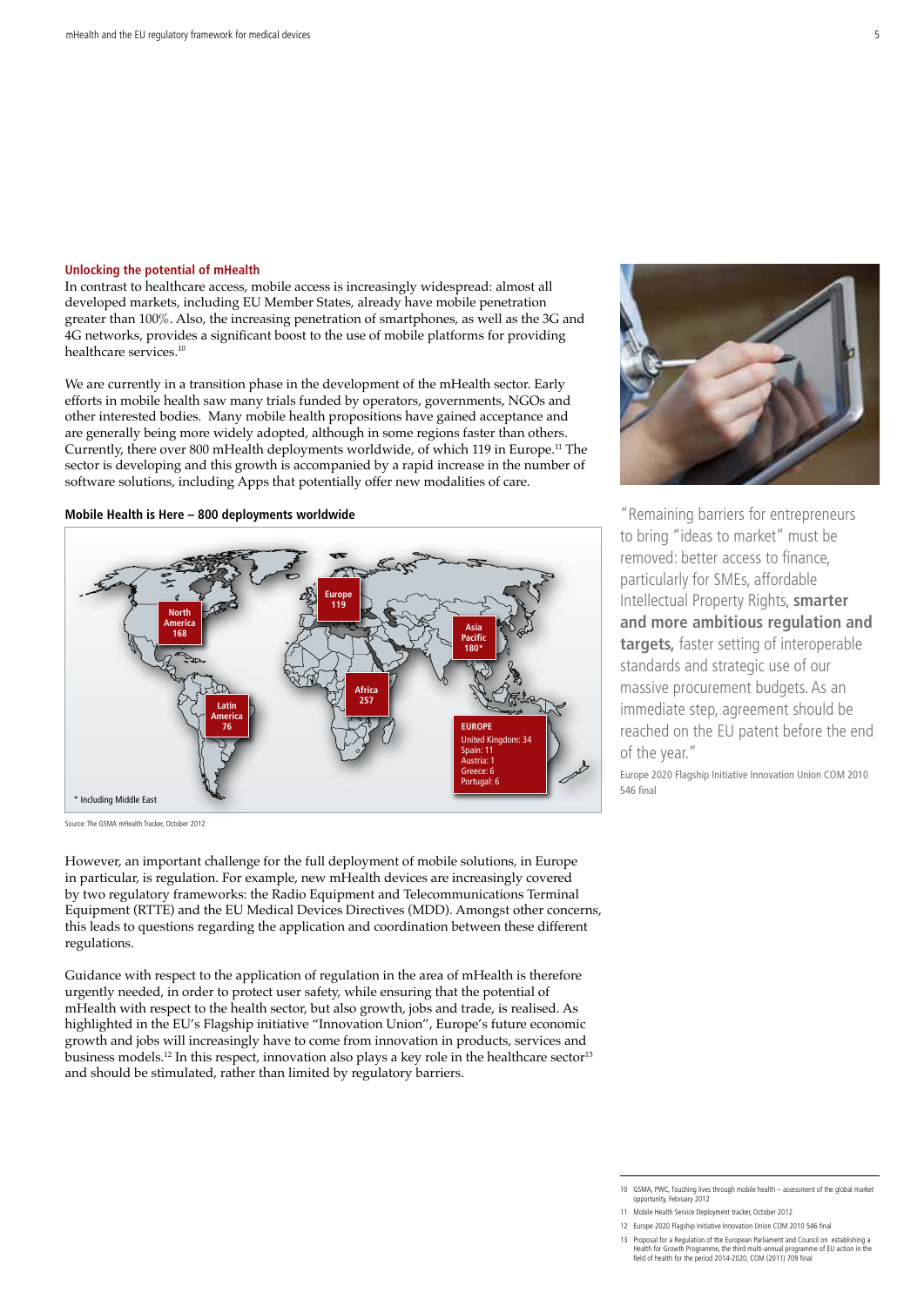## Unlocking the potential of mHealth

In contrast to healthcare access, mobile access is increasingly widespread: almost all developed markets, including EU Member States, already have mobile penetration greater than 100%. Also, the increasing penetration of smartphones, as well as the 3G and 4G networks, provides a significant boost to the use of mobile platforms for providing healthcare services.[10]

We are currently in a transition phase in the development of the mHealth sector. Early efforts in mobile health saw many trials funded by operators, governments, NGOs and other interested bodies. Many mobile health propositions have gained acceptance and are generally being more widely adopted, although in some regions faster than others. Currently, there over 800 mHealth deployments worldwide, of which 119 in Europe.[11] The sector is developing and this growth is accompanied by a rapid increase in the number of software solutions, including Apps that potentially offer new modalities of care.

**Mobile Health is Here – 800 deployments worldwide**

North America 168

Europe 119

Asia Pacific 180*

Africa 257

Latin America 76

**EUROPE**
United Kingdom: 34
Spain: 11
Austria: 1
Greece: 6
Portugal: 6

\* Including Middle East

Source: The GSMA mHealth Tracker, October 2012

However, an important challenge for the full deployment of mobile solutions, in Europe in particular, is regulation. For example, new mHealth devices are increasingly covered by two regulatory frameworks: the Radio Equipment and Telecommunications Terminal Equipment (RTTE) and the EU Medical Devices Directives (MDD). Amongst other concerns, this leads to questions regarding the application and coordination between these different regulations.

Guidance with respect to the application of regulation in the area of mHealth is therefore urgently needed, in order to protect user safety, while ensuring that the potential of mHealth with respect to the health sector, but also growth, jobs and trade, is realised. As highlighted in the EU's Flagship initiative "Innovation Union", Europe's future economic growth and jobs will increasingly have to come from innovation in products, services and business models.[12] In this respect, innovation also plays a key role in the healthcare sector[13] and should be stimulated, rather than limited by regulatory barriers.

"Remaining barriers for entrepreneurs to bring "ideas to market" must be removed: better access to finance, particularly for SMEs, affordable Intellectual Property Rights, **smarter and more ambitious regulation and targets,** faster setting of interoperable standards and strategic use of our massive procurement budgets. As an immediate step, agreement should be reached on the EU patent before the end of the year."

Europe 2020 Flagship Initiative Innovation Union COM 2010 546 final

---

10 GSMA, PWC, Touching lives through mobile health – assessment of the global market opportunity, February 2012

11 Mobile Health Service Deployment tracker, October 2012

12 Europe 2020 Flagship Initiative Innovation Union COM 2010 546 final

13 Proposal for a Regulation of the European Parliament and Council on establishing a Health for Growth Programme, the third multi-annual programme of EU action in the field of health for the period 2014-2020, COM (2011) 709 final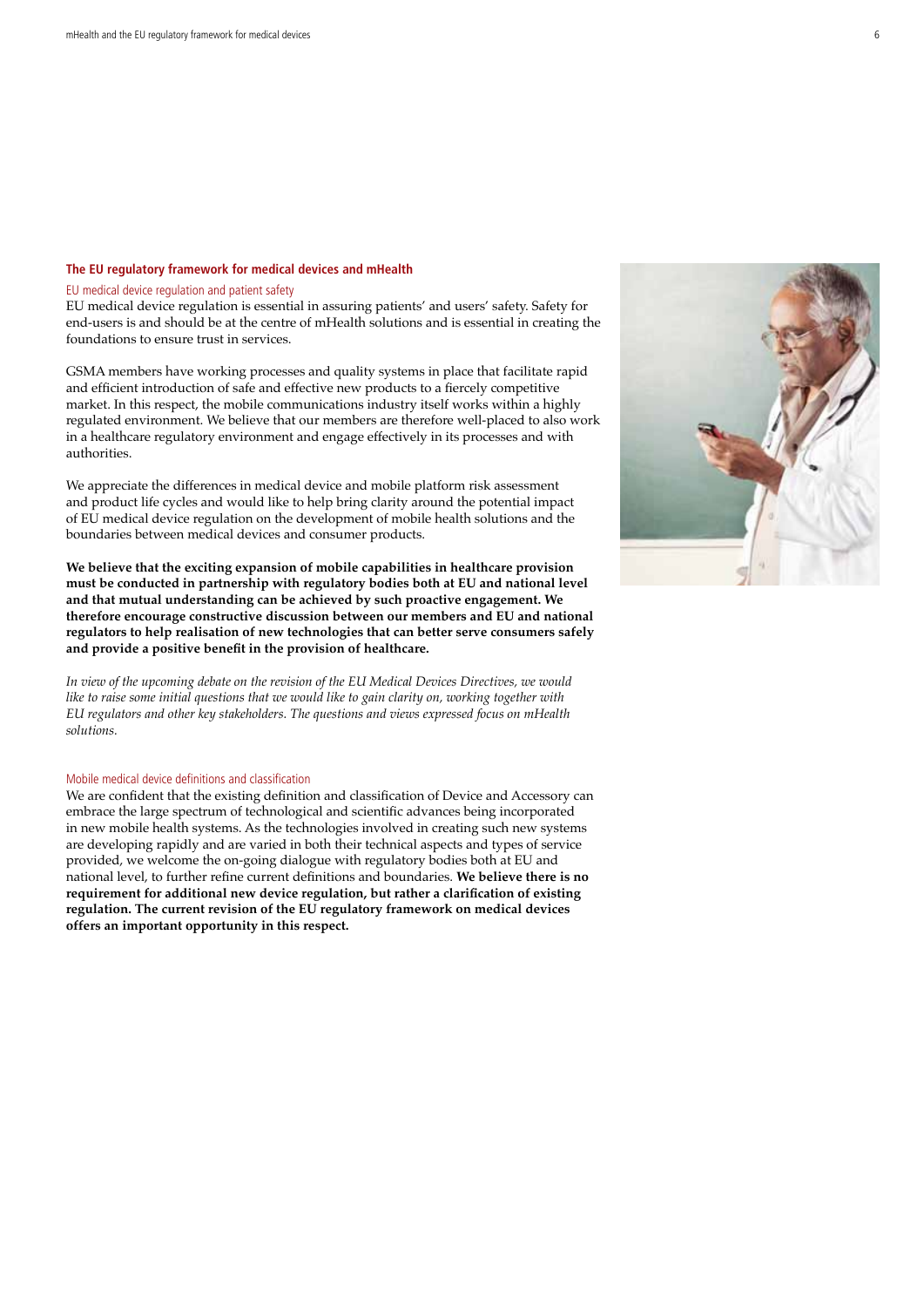## The EU regulatory framework for medical devices and mHealth

### EU medical device regulation and patient safety

EU medical device regulation is essential in assuring patients' and users' safety. Safety for end-users is and should be at the centre of mHealth solutions and is essential in creating the foundations to ensure trust in services.

GSMA members have working processes and quality systems in place that facilitate rapid and efficient introduction of safe and effective new products to a fiercely competitive market. In this respect, the mobile communications industry itself works within a highly regulated environment. We believe that our members are therefore well-placed to also work in a healthcare regulatory environment and engage effectively in its processes and with authorities.

We appreciate the differences in medical device and mobile platform risk assessment and product life cycles and would like to help bring clarity around the potential impact of EU medical device regulation on the development of mobile health solutions and the boundaries between medical devices and consumer products.

**We believe that the exciting expansion of mobile capabilities in healthcare provision must be conducted in partnership with regulatory bodies both at EU and national level and that mutual understanding can be achieved by such proactive engagement. We therefore encourage constructive discussion between our members and EU and national regulators to help realisation of new technologies that can better serve consumers safely and provide a positive benefit in the provision of healthcare.**

*In view of the upcoming debate on the revision of the EU Medical Devices Directives, we would like to raise some initial questions that we would like to gain clarity on, working together with EU regulators and other key stakeholders. The questions and views expressed focus on mHealth solutions.*

### Mobile medical device definitions and classification

We are confident that the existing definition and classification of Device and Accessory can embrace the large spectrum of technological and scientific advances being incorporated in new mobile health systems. As the technologies involved in creating such new systems are developing rapidly and are varied in both their technical aspects and types of service provided, we welcome the on-going dialogue with regulatory bodies both at EU and national level, to further refine current definitions and boundaries. **We believe there is no requirement for additional new device regulation, but rather a clarification of existing regulation. The current revision of the EU regulatory framework on medical devices offers an important opportunity in this respect.**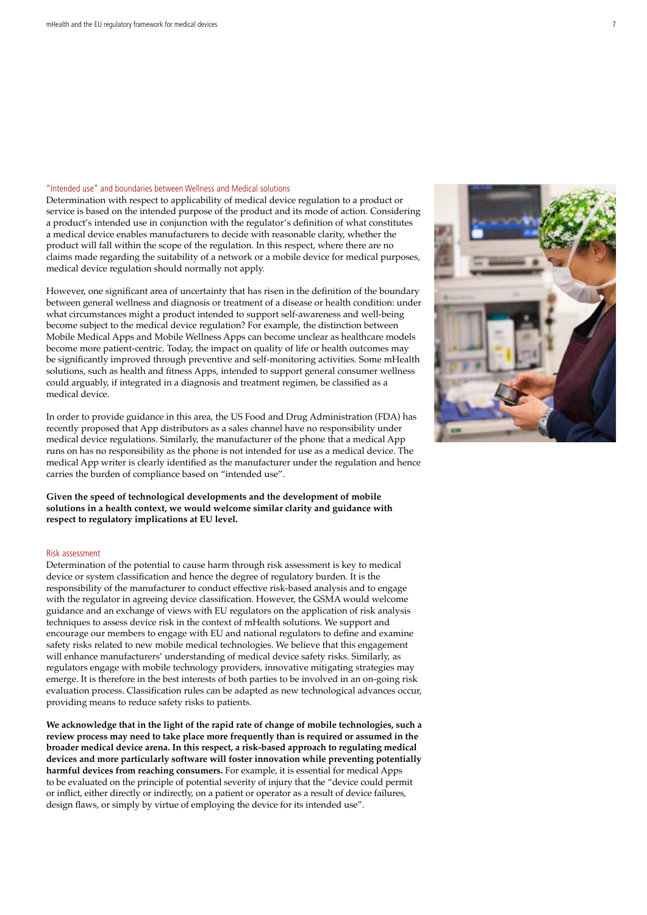### "Intended use" and boundaries between Wellness and Medical solutions

Determination with respect to applicability of medical device regulation to a product or service is based on the intended purpose of the product and its mode of action. Considering a product's intended use in conjunction with the regulator's definition of what constitutes a medical device enables manufacturers to decide with reasonable clarity, whether the product will fall within the scope of the regulation. In this respect, where there are no claims made regarding the suitability of a network or a mobile device for medical purposes, medical device regulation should normally not apply.

However, one significant area of uncertainty that has risen in the definition of the boundary between general wellness and diagnosis or treatment of a disease or health condition: under what circumstances might a product intended to support self-awareness and well-being become subject to the medical device regulation? For example, the distinction between Mobile Medical Apps and Mobile Wellness Apps can become unclear as healthcare models become more patient-centric. Today, the impact on quality of life or health outcomes may be significantly improved through preventive and self-monitoring activities. Some mHealth solutions, such as health and fitness Apps, intended to support general consumer wellness could arguably, if integrated in a diagnosis and treatment regimen, be classified as a medical device.

In order to provide guidance in this area, the US Food and Drug Administration (FDA) has recently proposed that App distributors as a sales channel have no responsibility under medical device regulations. Similarly, the manufacturer of the phone that a medical App runs on has no responsibility as the phone is not intended for use as a medical device. The medical App writer is clearly identified as the manufacturer under the regulation and hence carries the burden of compliance based on "intended use".

**Given the speed of technological developments and the development of mobile solutions in a health context, we would welcome similar clarity and guidance with respect to regulatory implications at EU level.**

### Risk assessment

Determination of the potential to cause harm through risk assessment is key to medical device or system classification and hence the degree of regulatory burden. It is the responsibility of the manufacturer to conduct effective risk-based analysis and to engage with the regulator in agreeing device classification. However, the GSMA would welcome guidance and an exchange of views with EU regulators on the application of risk analysis techniques to assess device risk in the context of mHealth solutions. We support and encourage our members to engage with EU and national regulators to define and examine safety risks related to new mobile medical technologies. We believe that this engagement will enhance manufacturers' understanding of medical device safety risks. Similarly, as regulators engage with mobile technology providers, innovative mitigating strategies may emerge. It is therefore in the best interests of both parties to be involved in an on-going risk evaluation process. Classification rules can be adapted as new technological advances occur, providing means to reduce safety risks to patients.

**We acknowledge that in the light of the rapid rate of change of mobile technologies, such a review process may need to take place more frequently than is required or assumed in the broader medical device arena. In this respect, a risk-based approach to regulating medical devices and more particularly software will foster innovation while preventing potentially harmful devices from reaching consumers.** For example, it is essential for medical Apps to be evaluated on the principle of potential severity of injury that the "device could permit or inflict, either directly or indirectly, on a patient or operator as a result of device failures, design flaws, or simply by virtue of employing the device for its intended use".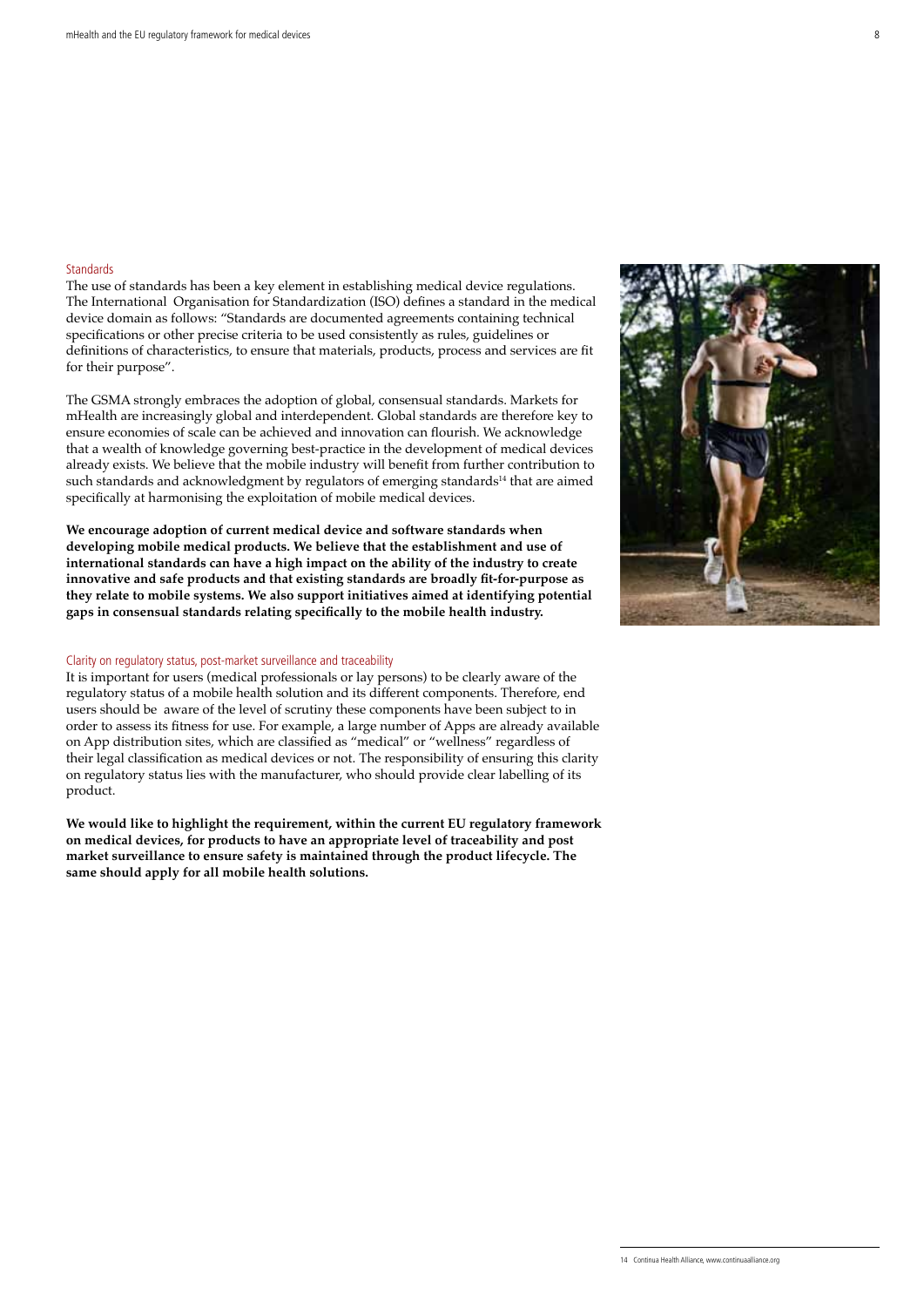## Standards

The use of standards has been a key element in establishing medical device regulations. The International Organisation for Standardization (ISO) defines a standard in the medical device domain as follows: "Standards are documented agreements containing technical specifications or other precise criteria to be used consistently as rules, guidelines or definitions of characteristics, to ensure that materials, products, process and services are fit for their purpose".

The GSMA strongly embraces the adoption of global, consensual standards. Markets for mHealth are increasingly global and interdependent. Global standards are therefore key to ensure economies of scale can be achieved and innovation can flourish. We acknowledge that a wealth of knowledge governing best-practice in the development of medical devices already exists. We believe that the mobile industry will benefit from further contribution to such standards and acknowledgment by regulators of emerging standards[14] that are aimed specifically at harmonising the exploitation of mobile medical devices.

**We encourage adoption of current medical device and software standards when developing mobile medical products. We believe that the establishment and use of international standards can have a high impact on the ability of the industry to create innovative and safe products and that existing standards are broadly fit-for-purpose as they relate to mobile systems. We also support initiatives aimed at identifying potential gaps in consensual standards relating specifically to the mobile health industry.**

## Clarity on regulatory status, post-market surveillance and traceability

It is important for users (medical professionals or lay persons) to be clearly aware of the regulatory status of a mobile health solution and its different components. Therefore, end users should be aware of the level of scrutiny these components have been subject to in order to assess its fitness for use. For example, a large number of Apps are already available on App distribution sites, which are classified as "medical" or "wellness" regardless of their legal classification as medical devices or not. The responsibility of ensuring this clarity on regulatory status lies with the manufacturer, who should provide clear labelling of its product.

**We would like to highlight the requirement, within the current EU regulatory framework on medical devices, for products to have an appropriate level of traceability and post market surveillance to ensure safety is maintained through the product lifecycle. The same should apply for all mobile health solutions.**

14 Continua Health Alliance, www.continuaalliance.org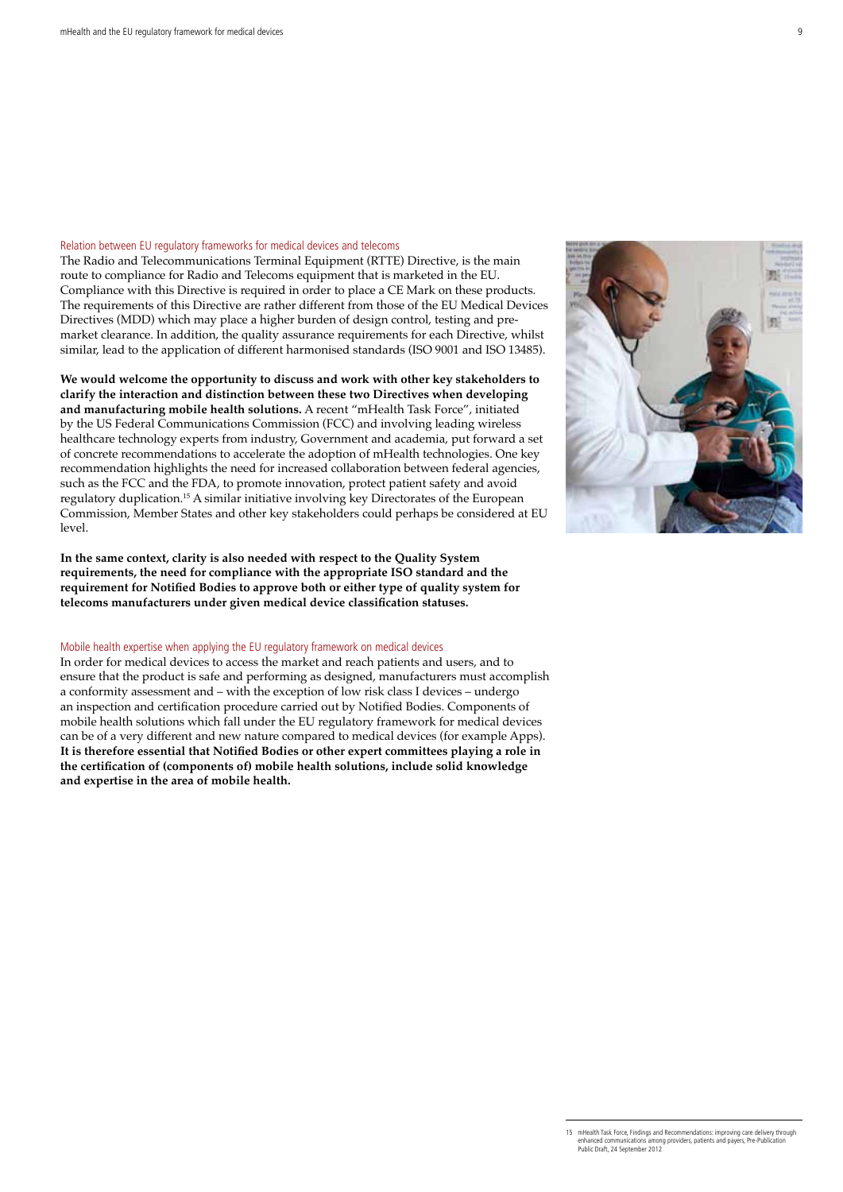## Relation between EU regulatory frameworks for medical devices and telecoms

The Radio and Telecommunications Terminal Equipment (RTTE) Directive, is the main route to compliance for Radio and Telecoms equipment that is marketed in the EU. Compliance with this Directive is required in order to place a CE Mark on these products. The requirements of this Directive are rather different from those of the EU Medical Devices Directives (MDD) which may place a higher burden of design control, testing and pre-market clearance. In addition, the quality assurance requirements for each Directive, whilst similar, lead to the application of different harmonised standards (ISO 9001 and ISO 13485).

**We would welcome the opportunity to discuss and work with other key stakeholders to clarify the interaction and distinction between these two Directives when developing and manufacturing mobile health solutions.** A recent "mHealth Task Force", initiated by the US Federal Communications Commission (FCC) and involving leading wireless healthcare technology experts from industry, Government and academia, put forward a set of concrete recommendations to accelerate the adoption of mHealth technologies. One key recommendation highlights the need for increased collaboration between federal agencies, such as the FCC and the FDA, to promote innovation, protect patient safety and avoid regulatory duplication.[15] A similar initiative involving key Directorates of the European Commission, Member States and other key stakeholders could perhaps be considered at EU level.

**In the same context, clarity is also needed with respect to the Quality System requirements, the need for compliance with the appropriate ISO standard and the requirement for Notified Bodies to approve both or either type of quality system for telecoms manufacturers under given medical device classification statuses.**

## Mobile health expertise when applying the EU regulatory framework on medical devices

In order for medical devices to access the market and reach patients and users, and to ensure that the product is safe and performing as designed, manufacturers must accomplish a conformity assessment and – with the exception of low risk class I devices – undergo an inspection and certification procedure carried out by Notified Bodies. Components of mobile health solutions which fall under the EU regulatory framework for medical devices can be of a very different and new nature compared to medical devices (for example Apps). **It is therefore essential that Notified Bodies or other expert committees playing a role in the certification of (components of) mobile health solutions, include solid knowledge and expertise in the area of mobile health.**

15 mHealth Task Force, Findings and Recommendations: improving care delivery through enhanced communications among providers, patients and payers, Pre-Publication Public Draft, 24 September 2012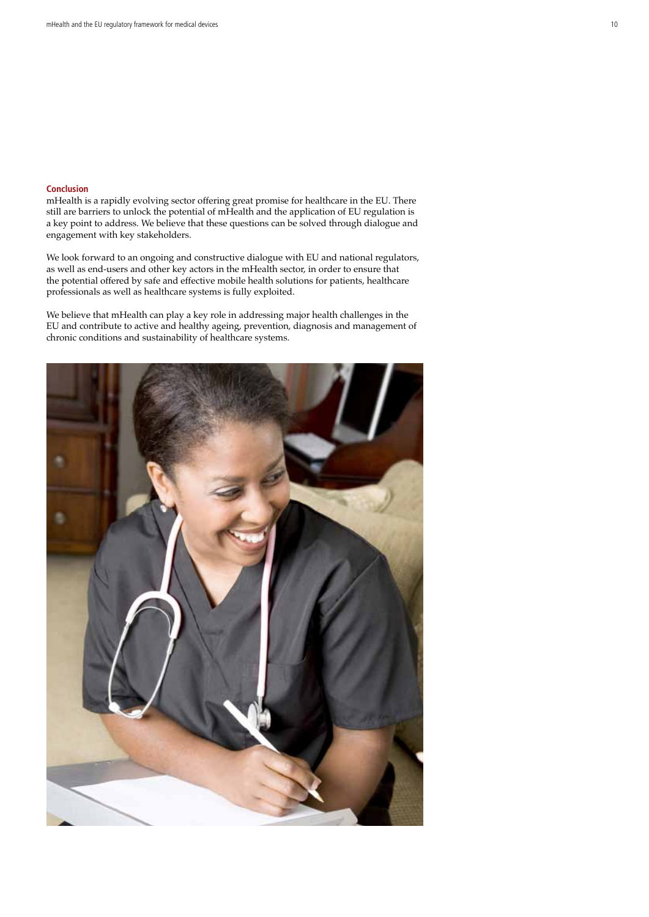## Conclusion

mHealth is a rapidly evolving sector offering great promise for healthcare in the EU. There still are barriers to unlock the potential of mHealth and the application of EU regulation is a key point to address. We believe that these questions can be solved through dialogue and engagement with key stakeholders.

We look forward to an ongoing and constructive dialogue with EU and national regulators, as well as end-users and other key actors in the mHealth sector, in order to ensure that the potential offered by safe and effective mobile health solutions for patients, healthcare professionals as well as healthcare systems is fully exploited.

We believe that mHealth can play a key role in addressing major health challenges in the EU and contribute to active and healthy ageing, prevention, diagnosis and management of chronic conditions and sustainability of healthcare systems.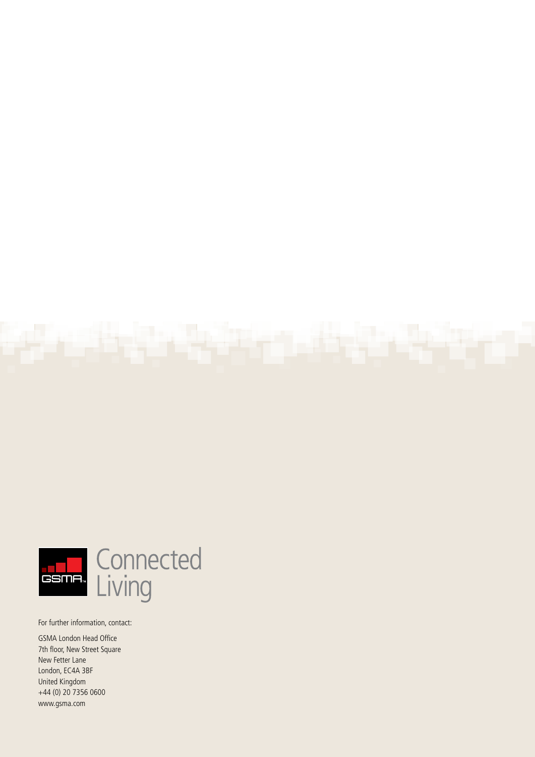Connected Living

For further information, contact:

GSMA London Head Office
7th floor, New Street Square
New Fetter Lane
London, EC4A 3BF
United Kingdom
+44 (0) 20 7356 0600
www.gsma.com